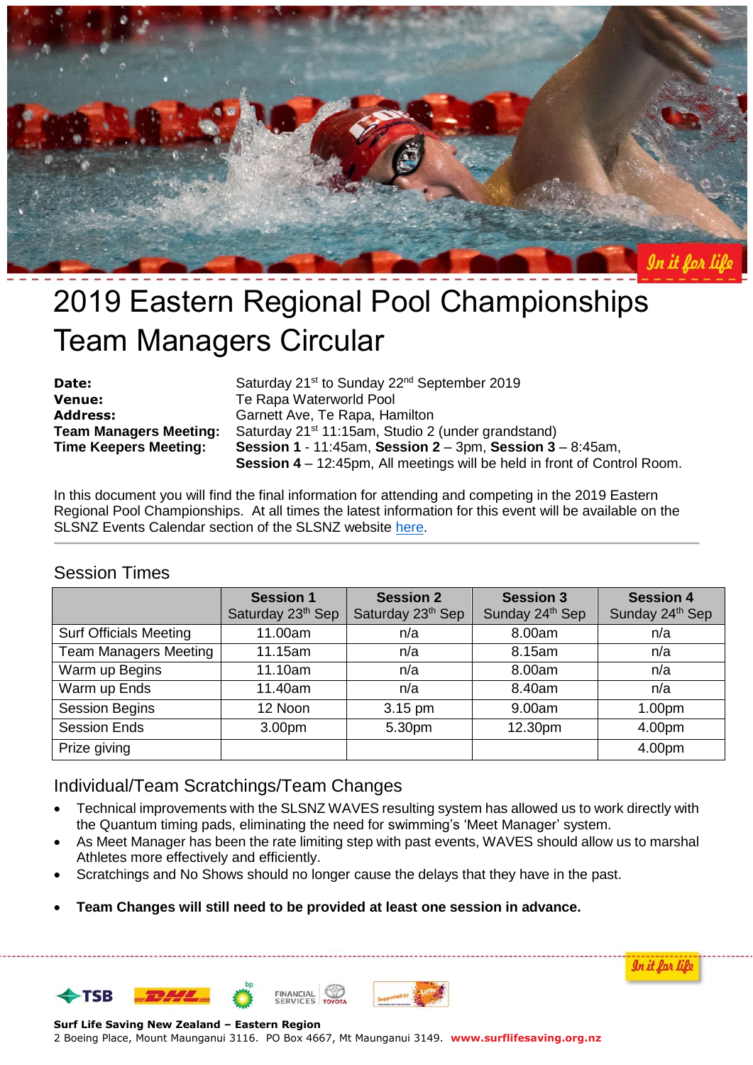# 2019 Eastern Regional Pool Championships Team Managers Circular

**Date:** Saturday 21st to Sunday 22nd September 2019
**Venue:** Te Rapa Waterworld Pool
**Address:** Garnett Ave, Te Rapa, Hamilton
**Team Managers Meeting:** Saturday 21st 11:15am, Studio 2 (under grandstand)
**Time Keepers Meeting:** **Session 1** - 11:45am, **Session 2** – 3pm, **Session 3** – 8:45am, **Session 4** – 12:45pm, All meetings will be held in front of Control Room.

In this document you will find the final information for attending and competing in the 2019 Eastern Regional Pool Championships. At all times the latest information for this event will be available on the SLSNZ Events Calendar section of the SLSNZ website here.

## Session Times

| | Session 1 Saturday 23th Sep | Session 2 Saturday 23th Sep | Session 3 Sunday 24th Sep | Session 4 Sunday 24th Sep |
|---|---|---|---|---|
| Surf Officials Meeting | 11.00am | n/a | 8.00am | n/a |
| Team Managers Meeting | 11.15am | n/a | 8.15am | n/a |
| Warm up Begins | 11.10am | n/a | 8.00am | n/a |
| Warm up Ends | 11.40am | n/a | 8.40am | n/a |
| Session Begins | 12 Noon | 3.15 pm | 9.00am | 1.00pm |
| Session Ends | 3.00pm | 5.30pm | 12.30pm | 4.00pm |
| Prize giving | | | | 4.00pm |

## Individual/Team Scratchings/Team Changes

- Technical improvements with the SLSNZ WAVES resulting system has allowed us to work directly with the Quantum timing pads, eliminating the need for swimming's 'Meet Manager' system.
- As Meet Manager has been the rate limiting step with past events, WAVES should allow us to marshal Athletes more effectively and efficiently.
- Scratchings and No Shows should no longer cause the delays that they have in the past.
- **Team Changes will still need to be provided at least one session in advance.**

**Surf Life Saving New Zealand – Eastern Region**
2 Boeing Place, Mount Maunganui 3116. PO Box 4667, Mt Maunganui 3149. **www.surflifesaving.org.nz**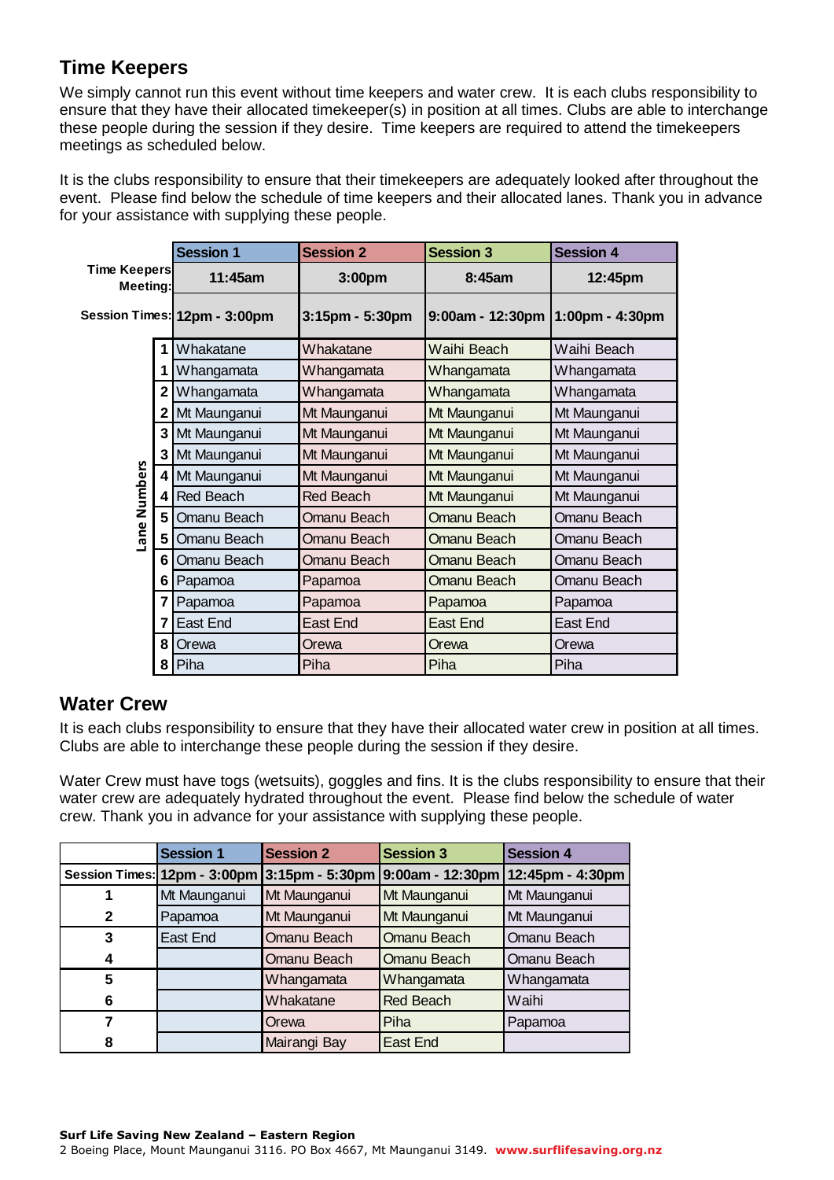## Time Keepers

We simply cannot run this event without time keepers and water crew. It is each clubs responsibility to ensure that they have their allocated timekeeper(s) in position at all times. Clubs are able to interchange these people during the session if they desire. Time keepers are required to attend the timekeepers meetings as scheduled below.

It is the clubs responsibility to ensure that their timekeepers are adequately looked after throughout the event. Please find below the schedule of time keepers and their allocated lanes. Thank you in advance for your assistance with supplying these people.

| | | Session 1 | Session 2 | Session 3 | Session 4 |
|---|---|---|---|---|---|
| Time Keepers Meeting: | | 11:45am | 3:00pm | 8:45am | 12:45pm |
| Session Times: | | 12pm - 3:00pm | 3:15pm - 5:30pm | 9:00am - 12:30pm | 1:00pm - 4:30pm |
| Lane Numbers | 1 | Whakatane | Whakatane | Waihi Beach | Waihi Beach |
| | 1 | Whangamata | Whangamata | Whangamata | Whangamata |
| | 2 | Whangamata | Whangamata | Whangamata | Whangamata |
| | 2 | Mt Maunganui | Mt Maunganui | Mt Maunganui | Mt Maunganui |
| | 3 | Mt Maunganui | Mt Maunganui | Mt Maunganui | Mt Maunganui |
| | 3 | Mt Maunganui | Mt Maunganui | Mt Maunganui | Mt Maunganui |
| | 4 | Mt Maunganui | Mt Maunganui | Mt Maunganui | Mt Maunganui |
| | 4 | Red Beach | Red Beach | Mt Maunganui | Mt Maunganui |
| | 5 | Omanu Beach | Omanu Beach | Omanu Beach | Omanu Beach |
| | 5 | Omanu Beach | Omanu Beach | Omanu Beach | Omanu Beach |
| | 6 | Omanu Beach | Omanu Beach | Omanu Beach | Omanu Beach |
| | 6 | Papamoa | Papamoa | Omanu Beach | Omanu Beach |
| | 7 | Papamoa | Papamoa | Papamoa | Papamoa |
| | 7 | East End | East End | East End | East End |
| | 8 | Orewa | Orewa | Orewa | Orewa |
| | 8 | Piha | Piha | Piha | Piha |

## Water Crew

It is each clubs responsibility to ensure that they have their allocated water crew in position at all times. Clubs are able to interchange these people during the session if they desire.

Water Crew must have togs (wetsuits), goggles and fins. It is the clubs responsibility to ensure that their water crew are adequately hydrated throughout the event. Please find below the schedule of water crew. Thank you in advance for your assistance with supplying these people.

| | Session 1 | Session 2 | Session 3 | Session 4 |
|---|---|---|---|---|
| Session Times: | 12pm - 3:00pm | 3:15pm - 5:30pm | 9:00am - 12:30pm | 12:45pm - 4:30pm |
| 1 | Mt Maunganui | Mt Maunganui | Mt Maunganui | Mt Maunganui |
| 2 | Papamoa | Mt Maunganui | Mt Maunganui | Mt Maunganui |
| 3 | East End | Omanu Beach | Omanu Beach | Omanu Beach |
| 4 | | Omanu Beach | Omanu Beach | Omanu Beach |
| 5 | | Whangamata | Whangamata | Whangamata |
| 6 | | Whakatane | Red Beach | Waihi |
| 7 | | Orewa | Piha | Papamoa |
| 8 | | Mairangi Bay | East End | |

**Surf Life Saving New Zealand – Eastern Region**
2 Boeing Place, Mount Maunganui 3116. PO Box 4667, Mt Maunganui 3149. **www.surflifesaving.org.nz**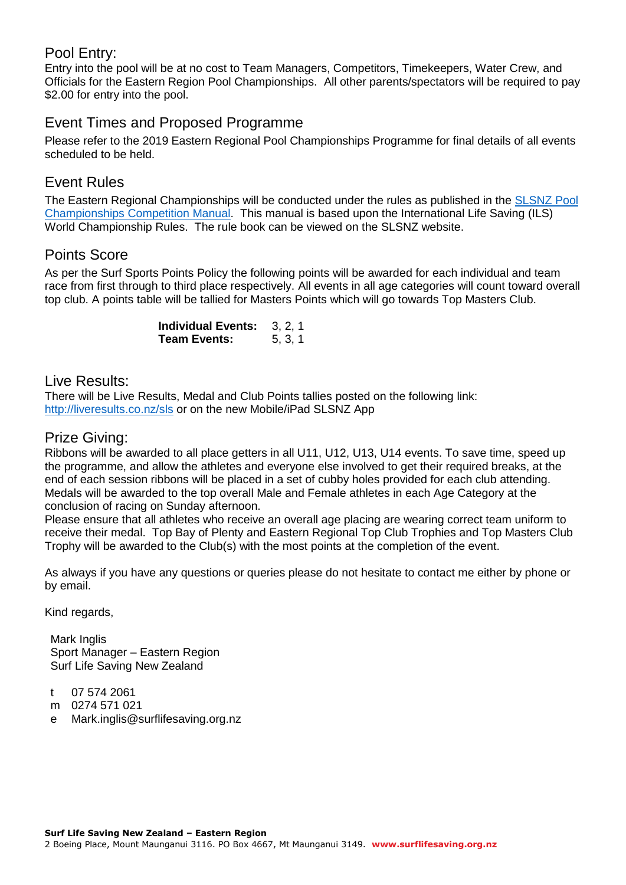## Pool Entry:

Entry into the pool will be at no cost to Team Managers, Competitors, Timekeepers, Water Crew, and Officials for the Eastern Region Pool Championships. All other parents/spectators will be required to pay $2.00 for entry into the pool.

## Event Times and Proposed Programme

Please refer to the 2019 Eastern Regional Pool Championships Programme for final details of all events scheduled to be held.

## Event Rules

The Eastern Regional Championships will be conducted under the rules as published in the [SLSNZ Pool Championships Competition Manual](). This manual is based upon the International Life Saving (ILS) World Championship Rules. The rule book can be viewed on the SLSNZ website.

## Points Score

As per the Surf Sports Points Policy the following points will be awarded for each individual and team race from first through to third place respectively. All events in all age categories will count toward overall top club. A points table will be tallied for Masters Points which will go towards Top Masters Club.

| | |
|---|---|
| **Individual Events:** | 3, 2, 1 |
| **Team Events:** | 5, 3, 1 |

## Live Results:

There will be Live Results, Medal and Club Points tallies posted on the following link: [http://liveresults.co.nz/sls](http://liveresults.co.nz/sls) or on the new Mobile/iPad SLSNZ App

## Prize Giving:

Ribbons will be awarded to all place getters in all U11, U12, U13, U14 events. To save time, speed up the programme, and allow the athletes and everyone else involved to get their required breaks, at the end of each session ribbons will be placed in a set of cubby holes provided for each club attending. Medals will be awarded to the top overall Male and Female athletes in each Age Category at the conclusion of racing on Sunday afternoon.

Please ensure that all athletes who receive an overall age placing are wearing correct team uniform to receive their medal. Top Bay of Plenty and Eastern Regional Top Club Trophies and Top Masters Club Trophy will be awarded to the Club(s) with the most points at the completion of the event.

As always if you have any questions or queries please do not hesitate to contact me either by phone or by email.

Kind regards,

Mark Inglis
Sport Manager – Eastern Region
Surf Life Saving New Zealand

t 07 574 2061
m 0274 571 021
e Mark.inglis@surflifesaving.org.nz

**Surf Life Saving New Zealand – Eastern Region**
2 Boeing Place, Mount Maunganui 3116. PO Box 4667, Mt Maunganui 3149. **www.surflifesaving.org.nz**